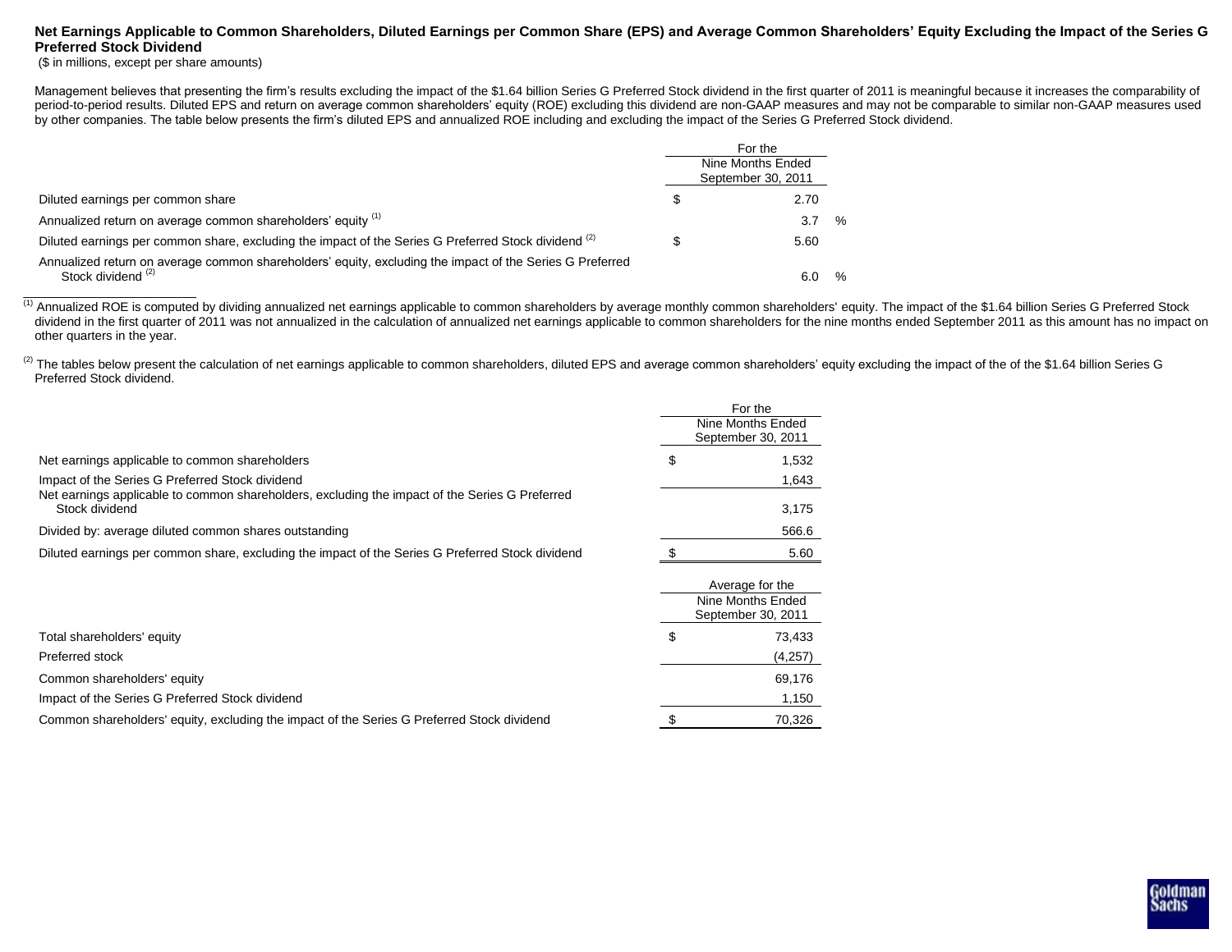## Net Earnings Applicable to Common Shareholders, Diluted Earnings per Common Share (EPS) and Average Common Shareholders' Equity Excluding the Impact of the Series G Preferred Stock Dividend

($ in millions, except per share amounts)

Management believes that presenting the firm's results excluding the impact of the $1.64 billion Series G Preferred Stock dividend in the first quarter of 2011 is meaningful because it increases the comparability of period-to-period results. Diluted EPS and return on average common shareholders' equity (ROE) excluding this dividend are non-GAAP measures and may not be comparable to similar non-GAAP measures used by other companies. The table below presents the firm's diluted EPS and annualized ROE including and excluding the impact of the Series G Preferred Stock dividend.

| | For the Nine Months Ended September 30, 2011 |
|---|---|
| Diluted earnings per common share | $ 2.70 |
| Annualized return on average common shareholders' equity [(1)] | 3.7 % |
| Diluted earnings per common share, excluding the impact of the Series G Preferred Stock dividend [(2)] | $ 5.60 |
| Annualized return on average common shareholders' equity, excluding the impact of the Series G Preferred Stock dividend [(2)] | 6.0 % |

[(1)] Annualized ROE is computed by dividing annualized net earnings applicable to common shareholders by average monthly common shareholders' equity. The impact of the $1.64 billion Series G Preferred Stock dividend in the first quarter of 2011 was not annualized in the calculation of annualized net earnings applicable to common shareholders for the nine months ended September 2011 as this amount has no impact on other quarters in the year.

[(2)] The tables below present the calculation of net earnings applicable to common shareholders, diluted EPS and average common shareholders' equity excluding the impact of the of the $1.64 billion Series G Preferred Stock dividend.

| | For the Nine Months Ended September 30, 2011 |
|---|---|
| Net earnings applicable to common shareholders | $ 1,532 |
| Impact of the Series G Preferred Stock dividend | 1,643 |
| Net earnings applicable to common shareholders, excluding the impact of the Series G Preferred Stock dividend | 3,175 |
| Divided by: average diluted common shares outstanding | 566.6 |
| Diluted earnings per common share, excluding the impact of the Series G Preferred Stock dividend | $ 5.60 |

| | Average for the Nine Months Ended September 30, 2011 |
|---|---|
| Total shareholders' equity | $ 73,433 |
| Preferred stock | (4,257) |
| Common shareholders' equity | 69,176 |
| Impact of the Series G Preferred Stock dividend | 1,150 |
| Common shareholders' equity, excluding the impact of the Series G Preferred Stock dividend | $ 70,326 |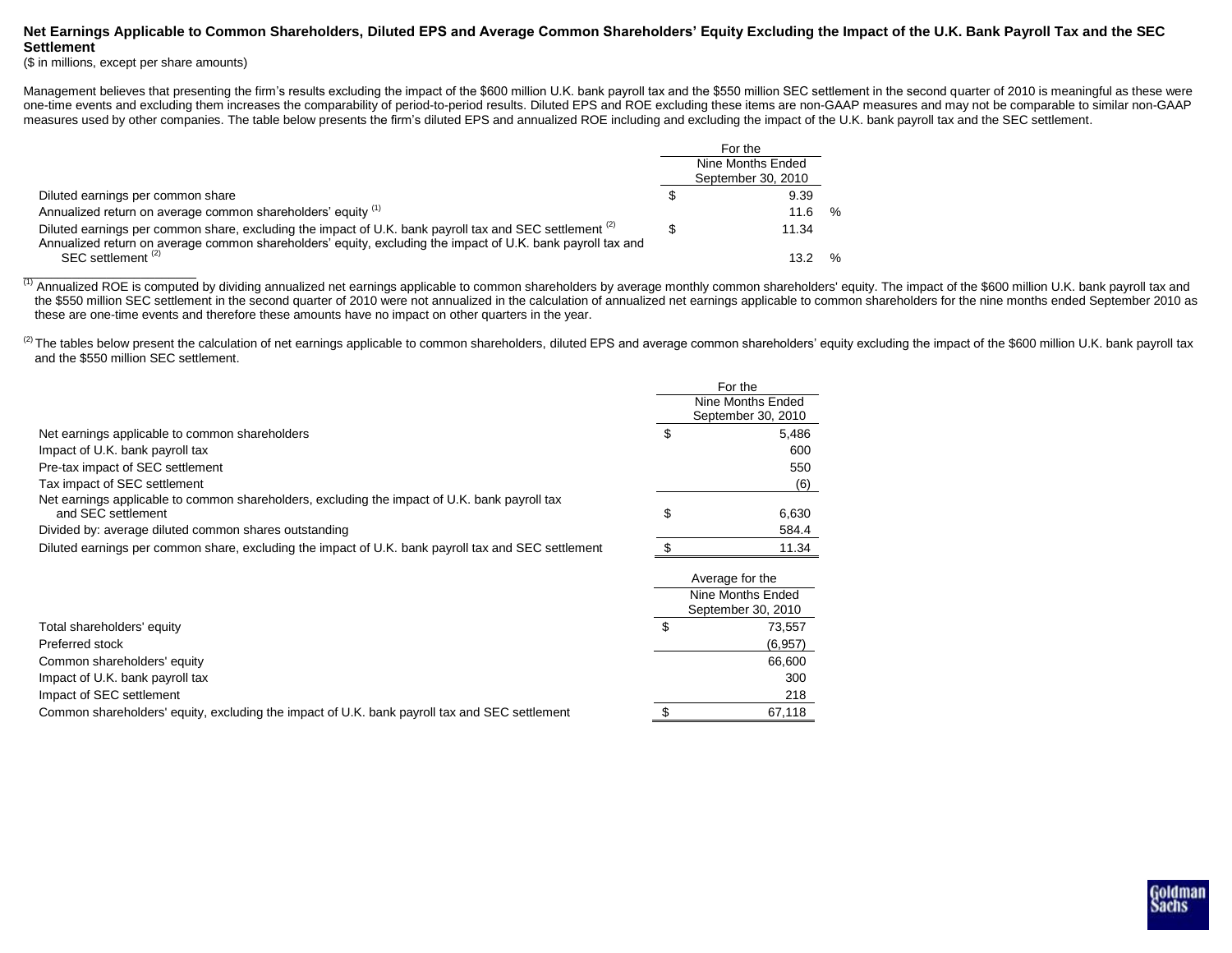## Net Earnings Applicable to Common Shareholders, Diluted EPS and Average Common Shareholders' Equity Excluding the Impact of the U.K. Bank Payroll Tax and the SEC Settlement

($ in millions, except per share amounts)

Management believes that presenting the firm's results excluding the impact of the $600 million U.K. bank payroll tax and the $550 million SEC settlement in the second quarter of 2010 is meaningful as these were one-time events and excluding them increases the comparability of period-to-period results. Diluted EPS and ROE excluding these items are non-GAAP measures and may not be comparable to similar non-GAAP measures used by other companies. The table below presents the firm's diluted EPS and annualized ROE including and excluding the impact of the U.K. bank payroll tax and the SEC settlement.

| | For the Nine Months Ended September 30, 2010 |
|---|---|
| Diluted earnings per common share | $ 9.39 |
| Annualized return on average common shareholders' equity [(1)] | 11.6 % |
| Diluted earnings per common share, excluding the impact of U.K. bank payroll tax and SEC settlement [(2)] | $ 11.34 |
| Annualized return on average common shareholders' equity, excluding the impact of U.K. bank payroll tax and SEC settlement [(2)] | 13.2 % |

[(1)] Annualized ROE is computed by dividing annualized net earnings applicable to common shareholders by average monthly common shareholders' equity. The impact of the $600 million U.K. bank payroll tax and the $550 million SEC settlement in the second quarter of 2010 were not annualized in the calculation of annualized net earnings applicable to common shareholders for the nine months ended September 2010 as these are one-time events and therefore these amounts have no impact on other quarters in the year.

[(2)] The tables below present the calculation of net earnings applicable to common shareholders, diluted EPS and average common shareholders' equity excluding the impact of the $600 million U.K. bank payroll tax and the $550 million SEC settlement.

| | For the Nine Months Ended September 30, 2010 |
|---|---|
| Net earnings applicable to common shareholders | $ 5,486 |
| Impact of U.K. bank payroll tax | 600 |
| Pre-tax impact of SEC settlement | 550 |
| Tax impact of SEC settlement | (6) |
| Net earnings applicable to common shareholders, excluding the impact of U.K. bank payroll tax and SEC settlement | $ 6,630 |
| Divided by: average diluted common shares outstanding | 584.4 |
| Diluted earnings per common share, excluding the impact of U.K. bank payroll tax and SEC settlement | $ 11.34 |

| | Average for the Nine Months Ended September 30, 2010 |
|---|---|
| Total shareholders' equity | $ 73,557 |
| Preferred stock | (6,957) |
| Common shareholders' equity | 66,600 |
| Impact of U.K. bank payroll tax | 300 |
| Impact of SEC settlement | 218 |
| Common shareholders' equity, excluding the impact of U.K. bank payroll tax and SEC settlement | $ 67,118 |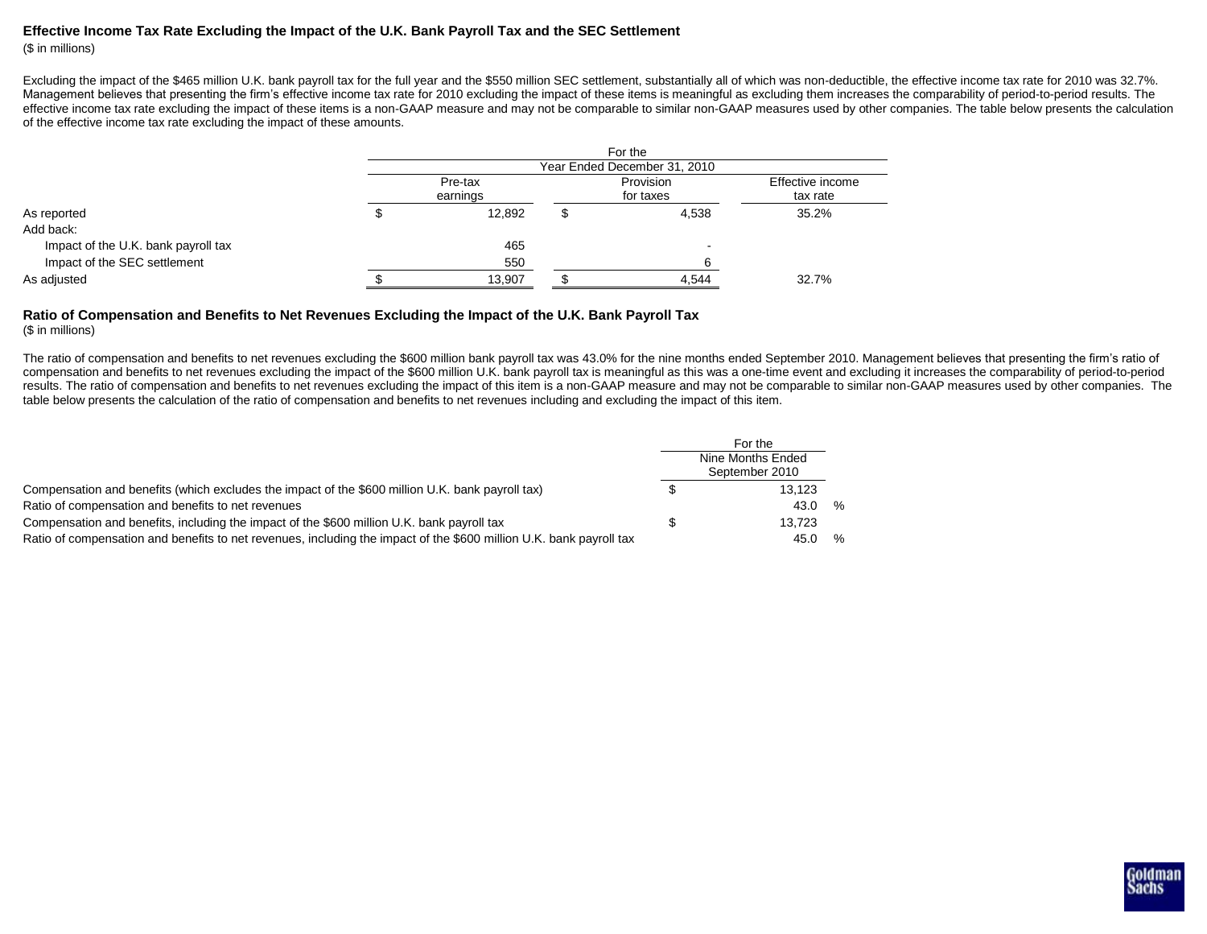## Effective Income Tax Rate Excluding the Impact of the U.K. Bank Payroll Tax and the SEC Settlement

($ in millions)

Excluding the impact of the $465 million U.K. bank payroll tax for the full year and the $550 million SEC settlement, substantially all of which was non-deductible, the effective income tax rate for 2010 was 32.7%. Management believes that presenting the firm's effective income tax rate for 2010 excluding the impact of these items is meaningful as excluding them increases the comparability of period-to-period results. The effective income tax rate excluding the impact of these items is a non-GAAP measure and may not be comparable to similar non-GAAP measures used by other companies. The table below presents the calculation of the effective income tax rate excluding the impact of these amounts.

| | For the Year Ended December 31, 2010 | | |
|---|---|---|---|
| | Pre-tax earnings | Provision for taxes | Effective income tax rate |
| As reported | $ 12,892 | $ 4,538 | 35.2% |
| Add back: | | | |
| Impact of the U.K. bank payroll tax | 465 | - | |
| Impact of the SEC settlement | 550 | 6 | |
| As adjusted | $ 13,907 | $ 4,544 | 32.7% |

## Ratio of Compensation and Benefits to Net Revenues Excluding the Impact of the U.K. Bank Payroll Tax

($ in millions)

The ratio of compensation and benefits to net revenues excluding the $600 million bank payroll tax was 43.0% for the nine months ended September 2010. Management believes that presenting the firm's ratio of compensation and benefits to net revenues excluding the impact of the $600 million U.K. bank payroll tax is meaningful as this was a one-time event and excluding it increases the comparability of period-to-period results. The ratio of compensation and benefits to net revenues excluding the impact of this item is a non-GAAP measure and may not be comparable to similar non-GAAP measures used by other companies. The table below presents the calculation of the ratio of compensation and benefits to net revenues including and excluding the impact of this item.

| | For the Nine Months Ended September 2010 |
|---|---|
| Compensation and benefits (which excludes the impact of the $600 million U.K. bank payroll tax) | $ 13,123 |
| Ratio of compensation and benefits to net revenues | 43.0 % |
| Compensation and benefits, including the impact of the $600 million U.K. bank payroll tax | $ 13,723 |
| Ratio of compensation and benefits to net revenues, including the impact of the $600 million U.K. bank payroll tax | 45.0 % |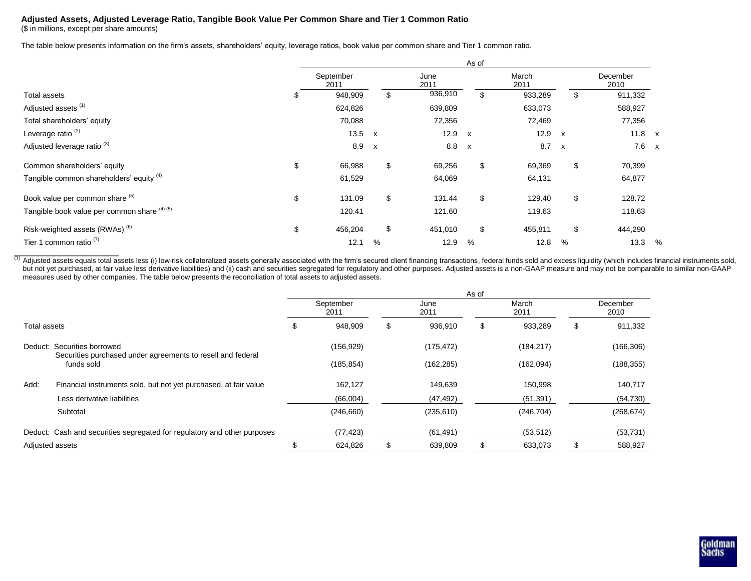**Adjusted Assets, Adjusted Leverage Ratio, Tangible Book Value Per Common Share and Tier 1 Common Ratio**
($ in millions, except per share amounts)

The table below presents information on the firm's assets, shareholders' equity, leverage ratios, book value per common share and Tier 1 common ratio.

| | As of | | | |
|---|---|---|---|---|
| | September 2011 | June 2011 | March 2011 | December 2010 |
| Total assets | $ 948,909 | $ 936,910 | $ 933,289 | $ 911,332 |
| Adjusted assets [(1)] | 624,826 | 639,809 | 633,073 | 588,927 |
| Total shareholders' equity | 70,088 | 72,356 | 72,469 | 77,356 |
| Leverage ratio [(2)] | 13.5 x | 12.9 x | 12.9 x | 11.8 x |
| Adjusted leverage ratio [(3)] | 8.9 x | 8.8 x | 8.7 x | 7.6 x |
| Common shareholders' equity | $ 66,988 | $ 69,256 | $ 69,369 | $ 70,399 |
| Tangible common shareholders' equity [(4)] | 61,529 | 64,069 | 64,131 | 64,877 |
| Book value per common share [(5)] | $ 131.09 | $ 131.44 | $ 129.40 | $ 128.72 |
| Tangible book value per common share [(4)] [(5)] | 120.41 | 121.60 | 119.63 | 118.63 |
| Risk-weighted assets (RWAs) [(6)] | $ 456,204 | $ 451,010 | $ 455,811 | $ 444,290 |
| Tier 1 common ratio [(7)] | 12.1 % | 12.9 % | 12.8 % | 13.3 % |

[(1)] Adjusted assets equals total assets less (i) low-risk collateralized assets generally associated with the firm's secured client financing transactions, federal funds sold and excess liquidity (which includes financial instruments sold, but not yet purchased, at fair value less derivative liabilities) and (ii) cash and securities segregated for regulatory and other purposes. Adjusted assets is a non-GAAP measure and may not be comparable to similar non-GAAP measures used by other companies. The table below presents the reconciliation of total assets to adjusted assets.

| | As of | | | |
|---|---|---|---|---|
| | September 2011 | June 2011 | March 2011 | December 2010 |
| Total assets | $ 948,909 | $ 936,910 | $ 933,289 | $ 911,332 |
| Deduct: Securities borrowed | (156,929) | (175,472) | (184,217) | (166,306) |
| Securities purchased under agreements to resell and federal funds sold | (185,854) | (162,285) | (162,094) | (188,355) |
| Add: Financial instruments sold, but not yet purchased, at fair value | 162,127 | 149,639 | 150,998 | 140,717 |
| Less derivative liabilities | (66,004) | (47,492) | (51,391) | (54,730) |
| Subtotal | (246,660) | (235,610) | (246,704) | (268,674) |
| Deduct: Cash and securities segregated for regulatory and other purposes | (77,423) | (61,491) | (53,512) | (53,731) |
| Adjusted assets | $ 624,826 | $ 639,809 | $ 633,073 | $ 588,927 |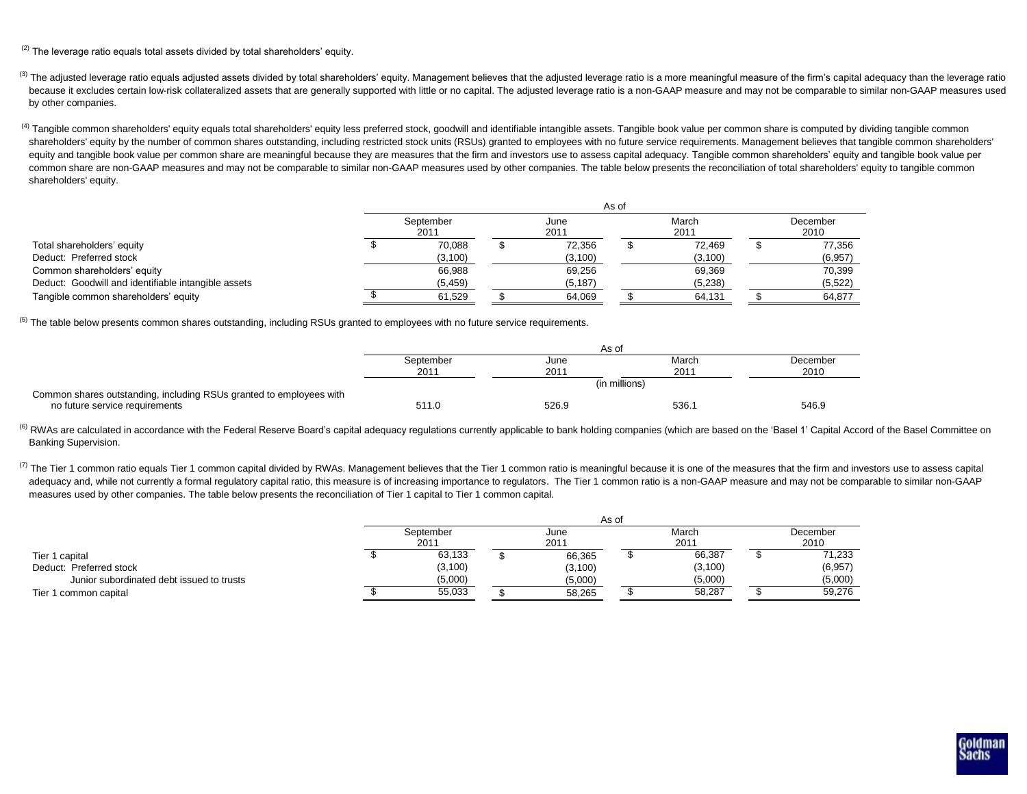(2) The leverage ratio equals total assets divided by total shareholders' equity.

(3) The adjusted leverage ratio equals adjusted assets divided by total shareholders' equity. Management believes that the adjusted leverage ratio is a more meaningful measure of the firm's capital adequacy than the leverage ratio because it excludes certain low-risk collateralized assets that are generally supported with little or no capital. The adjusted leverage ratio is a non-GAAP measure and may not be comparable to similar non-GAAP measures used by other companies.

(4) Tangible common shareholders' equity equals total shareholders' equity less preferred stock, goodwill and identifiable intangible assets. Tangible book value per common share is computed by dividing tangible common shareholders' equity by the number of common shares outstanding, including restricted stock units (RSUs) granted to employees with no future service requirements. Management believes that tangible common shareholders' equity and tangible book value per common share are meaningful because they are measures that the firm and investors use to assess capital adequacy. Tangible common shareholders' equity and tangible book value per common share are non-GAAP measures and may not be comparable to similar non-GAAP measures used by other companies. The table below presents the reconciliation of total shareholders' equity to tangible common shareholders' equity.

| | As of | | | |
|---|---|---|---|---|
| | September 2011 | June 2011 | March 2011 | December 2010 |
| Total shareholders' equity | $ 70,088 | $ 72,356 | $ 72,469 | $ 77,356 |
| Deduct: Preferred stock | (3,100) | (3,100) | (3,100) | (6,957) |
| Common shareholders' equity | 66,988 | 69,256 | 69,369 | 70,399 |
| Deduct: Goodwill and identifiable intangible assets | (5,459) | (5,187) | (5,238) | (5,522) |
| Tangible common shareholders' equity | $ 61,529 | $ 64,069 | $ 64,131 | $ 64,877 |

(5) The table below presents common shares outstanding, including RSUs granted to employees with no future service requirements.

| | As of | | | |
|---|---|---|---|---|
| | September 2011 | June 2011 | March 2011 | December 2010 |
| | (in millions) | | | |
| Common shares outstanding, including RSUs granted to employees with no future service requirements | 511.0 | 526.9 | 536.1 | 546.9 |

(6) RWAs are calculated in accordance with the Federal Reserve Board's capital adequacy regulations currently applicable to bank holding companies (which are based on the 'Basel 1' Capital Accord of the Basel Committee on Banking Supervision.

(7) The Tier 1 common ratio equals Tier 1 common capital divided by RWAs. Management believes that the Tier 1 common ratio is meaningful because it is one of the measures that the firm and investors use to assess capital adequacy and, while not currently a formal regulatory capital ratio, this measure is of increasing importance to regulators. The Tier 1 common ratio is a non-GAAP measure and may not be comparable to similar non-GAAP measures used by other companies. The table below presents the reconciliation of Tier 1 capital to Tier 1 common capital.

| | As of | | | |
|---|---|---|---|---|
| | September 2011 | June 2011 | March 2011 | December 2010 |
| Tier 1 capital | $ 63,133 | $ 66,365 | $ 66,387 | $ 71,233 |
| Deduct: Preferred stock | (3,100) | (3,100) | (3,100) | (6,957) |
| Junior subordinated debt issued to trusts | (5,000) | (5,000) | (5,000) | (5,000) |
| Tier 1 common capital | $ 55,033 | $ 58,265 | $ 58,287 | $ 59,276 |